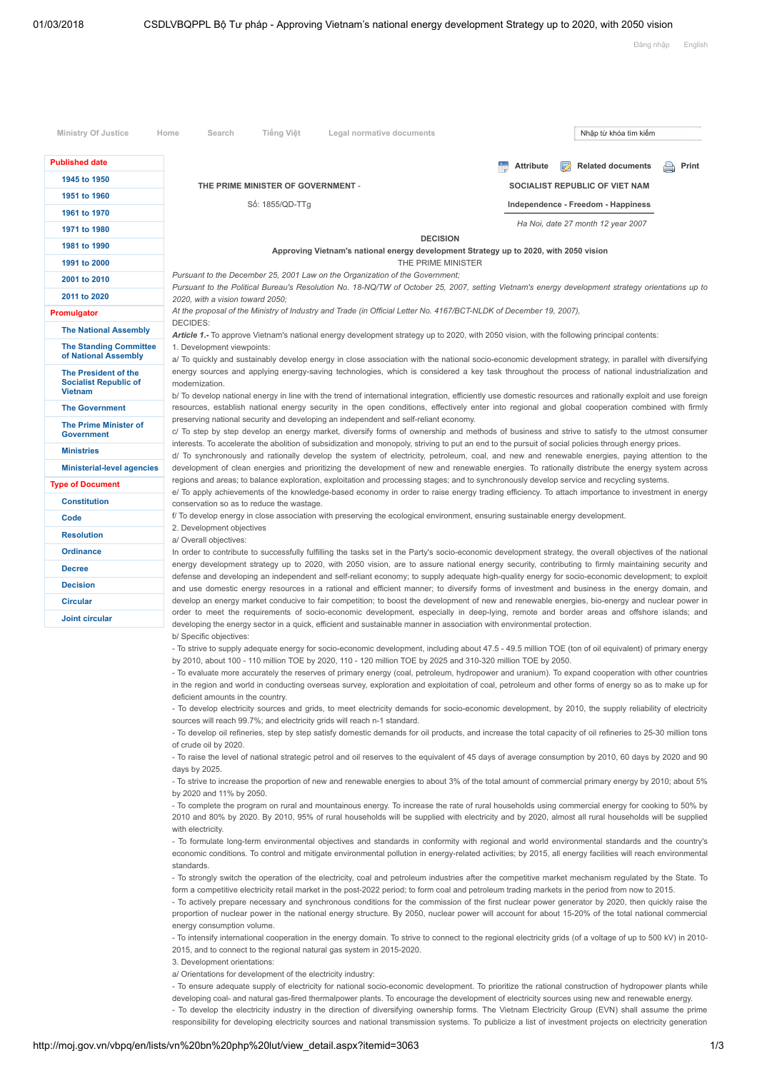| THE PRIME MINISTER OF GOVERNMENT - | SOCIALIST REPUBLIC OF VIET NAM |
|---|---|
| Số: 1855/QD-TTg | Independence - Freedom - Happiness |
| | *Ha Noi, date 27 month 12 year 2007* |

# DECISION

## Approving Vietnam's national energy development Strategy up to 2020, with 2050 vision

THE PRIME MINISTER

*Pursuant to the December 25, 2001 Law on the Organization of the Government;*

*Pursuant to the Political Bureau's Resolution No. 18-NQ/TW of October 25, 2007, setting Vietnam's energy development strategy orientations up to 2020, with a vision toward 2050;*

*At the proposal of the Ministry of Industry and Trade (in Official Letter No. 4167/BCT-NLDK of December 19, 2007),*

DECIDES:

***Article 1.-*** To approve Vietnam's national energy development strategy up to 2020, with 2050 vision, with the following principal contents:

1. Development viewpoints:

a/ To quickly and sustainably develop energy in close association with the national socio-economic development strategy, in parallel with diversifying energy sources and applying energy-saving technologies, which is considered a key task throughout the process of national industrialization and modernization.

b/ To develop national energy in line with the trend of international integration, efficiently use domestic resources and rationally exploit and use foreign resources, establish national energy security in the open conditions, effectively enter into regional and global cooperation combined with firmly preserving national security and developing an independent and self-reliant economy.

c/ To step by step develop an energy market, diversify forms of ownership and methods of business and strive to satisfy to the utmost consumer interests. To accelerate the abolition of subsidization and monopoly, striving to put an end to the pursuit of social policies through energy prices.

d/ To synchronously and rationally develop the system of electricity, petroleum, coal, and new and renewable energies, paying attention to the development of clean energies and prioritizing the development of new and renewable energies. To rationally distribute the energy system across regions and areas; to balance exploration, exploitation and processing stages; and to synchronously develop service and recycling systems.

e/ To apply achievements of the knowledge-based economy in order to raise energy trading efficiency. To attach importance to investment in energy conservation so as to reduce the wastage.

f/ To develop energy in close association with preserving the ecological environment, ensuring sustainable energy development.

2. Development objectives

a/ Overall objectives:

In order to contribute to successfully fulfilling the tasks set in the Party's socio-economic development strategy, the overall objectives of the national energy development strategy up to 2020, with 2050 vision, are to assure national energy security, contributing to firmly maintaining security and defense and developing an independent and self-reliant economy; to supply adequate high-quality energy for socio-economic development; to exploit and use domestic energy resources in a rational and efficient manner; to diversify forms of investment and business in the energy domain, and develop an energy market conducive to fair competition; to boost the development of new and renewable energies, bio-energy and nuclear power in order to meet the requirements of socio-economic development, especially in deep-lying, remote and border areas and offshore islands; and developing the energy sector in a quick, efficient and sustainable manner in association with environmental protection.

b/ Specific objectives:

- To strive to supply adequate energy for socio-economic development, including about 47.5 - 49.5 million TOE (ton of oil equivalent) of primary energy by 2010, about 100 - 110 million TOE by 2020, 110 - 120 million TOE by 2025 and 310-320 million TOE by 2050.
- To evaluate more accurately the reserves of primary energy (coal, petroleum, hydropower and uranium). To expand cooperation with other countries in the region and world in conducting overseas survey, exploration and exploitation of coal, petroleum and other forms of energy so as to make up for deficient amounts in the country.
- To develop electricity sources and grids, to meet electricity demands for socio-economic development, by 2010, the supply reliability of electricity sources will reach 99.7%; and electricity grids will reach n-1 standard.
- To develop oil refineries, step by step satisfy domestic demands for oil products, and increase the total capacity of oil refineries to 25-30 million tons of crude oil by 2020.
- To raise the level of national strategic petrol and oil reserves to the equivalent of 45 days of average consumption by 2010, 60 days by 2020 and 90 days by 2025.
- To strive to increase the proportion of new and renewable energies to about 3% of the total amount of commercial primary energy by 2010; about 5% by 2020 and 11% by 2050.
- To complete the program on rural and mountainous energy. To increase the rate of rural households using commercial energy for cooking to 50% by 2010 and 80% by 2020. By 2010, 95% of rural households will be supplied with electricity and by 2020, almost all rural households will be supplied with electricity.
- To formulate long-term environmental objectives and standards in conformity with regional and world environmental standards and the country's economic conditions. To control and mitigate environmental pollution in energy-related activities; by 2015, all energy facilities will reach environmental standards.
- To strongly switch the operation of the electricity, coal and petroleum industries after the competitive market mechanism regulated by the State. To form a competitive electricity retail market in the post-2022 period; to form coal and petroleum trading markets in the period from now to 2015.
- To actively prepare necessary and synchronous conditions for the commission of the first nuclear power generator by 2020, then quickly raise the proportion of nuclear power in the national energy structure. By 2050, nuclear power will account for about 15-20% of the total national commercial energy consumption volume.
- To intensify international cooperation in the energy domain. To strive to connect to the regional electricity grids (of a voltage of up to 500 kV) in 2010-2015, and to connect to the regional natural gas system in 2015-2020.

3. Development orientations:

a/ Orientations for development of the electricity industry:

- To ensure adequate supply of electricity for national socio-economic development. To prioritize the rational construction of hydropower plants while developing coal- and natural gas-fired thermalpower plants. To encourage the development of electricity sources using new and renewable energy.
- To develop the electricity industry in the direction of diversifying ownership forms. The Vietnam Electricity Group (EVN) shall assume the prime responsibility for developing electricity sources and national transmission systems. To publicize a list of investment projects on electricity generation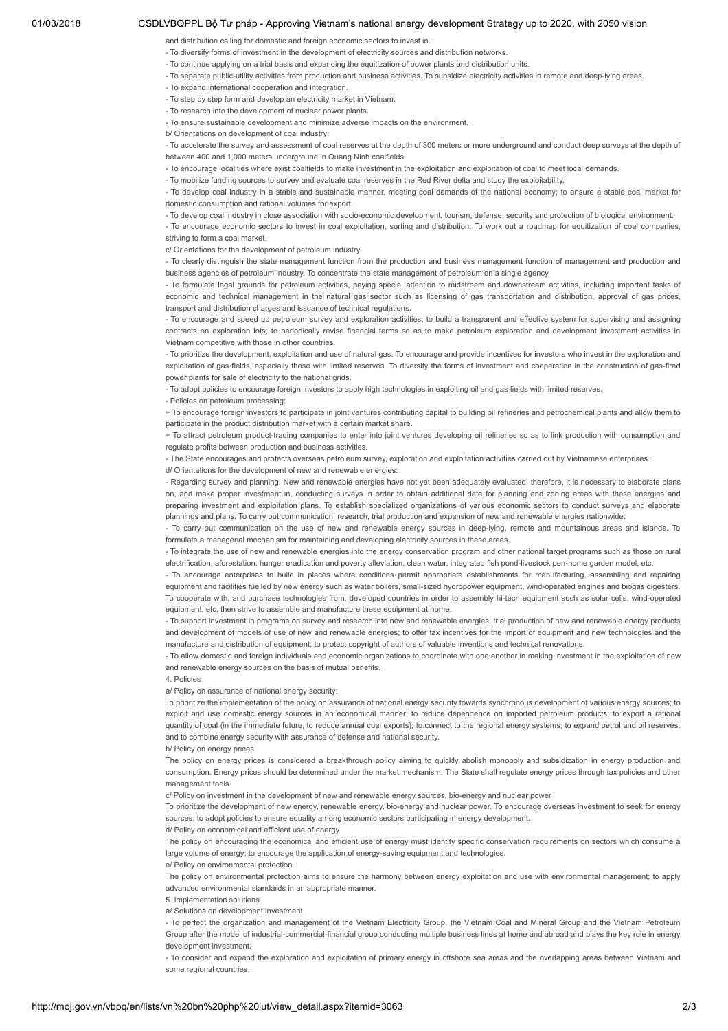and distribution calling for domestic and foreign economic sectors to invest in.

- To diversify forms of investment in the development of electricity sources and distribution networks.
- To continue applying on a trial basis and expanding the equitization of power plants and distribution units.
- To separate public-utility activities from production and business activities. To subsidize electricity activities in remote and deep-lying areas.
- To expand international cooperation and integration.
- To step by step form and develop an electricity market in Vietnam.
- To research into the development of nuclear power plants.
- To ensure sustainable development and minimize adverse impacts on the environment.

b/ Orientations on development of coal industry:

- To accelerate the survey and assessment of coal reserves at the depth of 300 meters or more underground and conduct deep surveys at the depth of between 400 and 1,000 meters underground in Quang Ninh coalfields.
- To encourage localities where exist coalfields to make investment in the exploitation and exploitation of coal to meet local demands.
- To mobilize funding sources to survey and evaluate coal reserves in the Red River delta and study the exploitability.
- To develop coal industry in a stable and sustainable manner, meeting coal demands of the national economy; to ensure a stable coal market for domestic consumption and rational volumes for export.
- To develop coal industry in close association with socio-economic development, tourism, defense, security and protection of biological environment.
- To encourage economic sectors to invest in coal exploitation, sorting and distribution. To work out a roadmap for equitization of coal companies, striving to form a coal market.

c/ Orientations for the development of petroleum industry

- To clearly distinguish the state management function from the production and business management function of management and production and business agencies of petroleum industry. To concentrate the state management of petroleum on a single agency.
- To formulate legal grounds for petroleum activities, paying special attention to midstream and downstream activities, including important tasks of economic and technical management in the natural gas sector such as licensing of gas transportation and distribution, approval of gas prices, transport and distribution charges and issuance of technical regulations.
- To encourage and speed up petroleum survey and exploration activities; to build a transparent and effective system for supervising and assigning contracts on exploration lots; to periodically revise financial terms so as to make petroleum exploration and development investment activities in Vietnam competitive with those in other countries.
- To prioritize the development, exploitation and use of natural gas. To encourage and provide incentives for investors who invest in the exploration and exploitation of gas fields, especially those with limited reserves. To diversify the forms of investment and cooperation in the construction of gas-fired power plants for sale of electricity to the national grids.
- To adopt policies to encourage foreign investors to apply high technologies in exploiting oil and gas fields with limited reserves.
- Policies on petroleum processing:
  + To encourage foreign investors to participate in joint ventures contributing capital to building oil refineries and petrochemical plants and allow them to participate in the product distribution market with a certain market share.
  + To attract petroleum product-trading companies to enter into joint ventures developing oil refineries so as to link production with consumption and regulate profits between production and business activities.
- The State encourages and protects overseas petroleum survey, exploration and exploitation activities carried out by Vietnamese enterprises.

d/ Orientations for the development of new and renewable energies:

- Regarding survey and planning: New and renewable energies have not yet been adequately evaluated, therefore, it is necessary to elaborate plans on, and make proper investment in, conducting surveys in order to obtain additional data for planning and zoning areas with these energies and preparing investment and exploitation plans. To establish specialized organizations of various economic sectors to conduct surveys and elaborate plannings and plans. To carry out communication, research, trial production and expansion of new and renewable energies nationwide.
- To carry out communication on the use of new and renewable energy sources in deep-lying, remote and mountainous areas and islands. To formulate a managerial mechanism for maintaining and developing electricity sources in these areas.
- To integrate the use of new and renewable energies into the energy conservation program and other national target programs such as those on rural electrification, aforestation, hunger eradication and poverty alleviation, clean water, integrated fish pond-livestock pen-home garden model, etc.
- To encourage enterprises to build in places where conditions permit appropriate establishments for manufacturing, assembling and repairing equipment and facilities fuelled by new energy such as water boilers, small-sized hydropower equipment, wind-operated engines and biogas digesters. To cooperate with, and purchase technologies from, developed countries in order to assembly hi-tech equipment such as solar cells, wind-operated equipment, etc, then strive to assemble and manufacture these equipment at home.
- To support investment in programs on survey and research into new and renewable energies, trial production of new and renewable energy products and development of models of use of new and renewable energies; to offer tax incentives for the import of equipment and new technologies and the manufacture and distribution of equipment; to protect copyright of authors of valuable inventions and technical renovations.
- To allow domestic and foreign individuals and economic organizations to coordinate with one another in making investment in the exploitation of new and renewable energy sources on the basis of mutual benefits.

4. Policies

a/ Policy on assurance of national energy security:

To prioritize the implementation of the policy on assurance of national energy security towards synchronous development of various energy sources; to exploit and use domestic energy sources in an economical manner; to reduce dependence on imported petroleum products; to export a rational quantity of coal (in the immediate future, to reduce annual coal exports); to connect to the regional energy systems; to expand petrol and oil reserves; and to combine energy security with assurance of defense and national security.

b/ Policy on energy prices

The policy on energy prices is considered a breakthrough policy aiming to quickly abolish monopoly and subsidization in energy production and consumption. Energy prices should be determined under the market mechanism. The State shall regulate energy prices through tax policies and other management tools.

c/ Policy on investment in the development of new and renewable energy sources, bio-energy and nuclear power

To prioritize the development of new energy, renewable energy, bio-energy and nuclear power. To encourage overseas investment to seek for energy sources; to adopt policies to ensure equality among economic sectors participating in energy development.

d/ Policy on economical and efficient use of energy

The policy on encouraging the economical and efficient use of energy must identify specific conservation requirements on sectors which consume a large volume of energy; to encourage the application of energy-saving equipment and technologies.

e/ Policy on environmental protection

The policy on environmental protection aims to ensure the harmony between energy exploitation and use with environmental management; to apply advanced environmental standards in an appropriate manner.

5. Implementation solutions

a/ Solutions on development investment

- To perfect the organization and management of the Vietnam Electricity Group, the Vietnam Coal and Mineral Group and the Vietnam Petroleum Group after the model of industrial-commercial-financial group conducting multiple business lines at home and abroad and plays the key role in energy development investment.
- To consider and expand the exploration and exploitation of primary energy in offshore sea areas and the overlapping areas between Vietnam and some regional countries.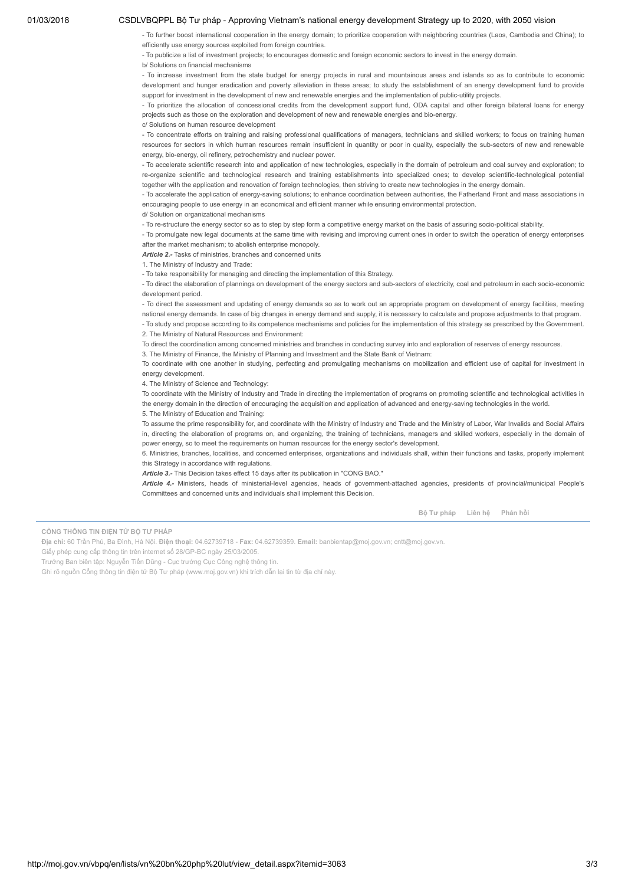- To further boost international cooperation in the energy domain; to prioritize cooperation with neighboring countries (Laos, Cambodia and China); to efficiently use energy sources exploited from foreign countries.

- To publicize a list of investment projects; to encourages domestic and foreign economic sectors to invest in the energy domain.

b/ Solutions on financial mechanisms

- To increase investment from the state budget for energy projects in rural and mountainous areas and islands so as to contribute to economic development and hunger eradication and poverty alleviation in these areas; to study the establishment of an energy development fund to provide support for investment in the development of new and renewable energies and the implementation of public-utility projects.

- To prioritize the allocation of concessional credits from the development support fund, ODA capital and other foreign bilateral loans for energy projects such as those on the exploration and development of new and renewable energies and bio-energy.

c/ Solutions on human resource development

- To concentrate efforts on training and raising professional qualifications of managers, technicians and skilled workers; to focus on training human resources for sectors in which human resources remain insufficient in quantity or poor in quality, especially the sub-sectors of new and renewable energy, bio-energy, oil refinery, petrochemistry and nuclear power.

- To accelerate scientific research into and application of new technologies, especially in the domain of petroleum and coal survey and exploration; to re-organize scientific and technological research and training establishments into specialized ones; to develop scientific-technological potential together with the application and renovation of foreign technologies, then striving to create new technologies in the energy domain.

- To accelerate the application of energy-saving solutions; to enhance coordination between authorities, the Fatherland Front and mass associations in encouraging people to use energy in an economical and efficient manner while ensuring environmental protection.

d/ Solution on organizational mechanisms

- To re-structure the energy sector so as to step by step form a competitive energy market on the basis of assuring socio-political stability.

- To promulgate new legal documents at the same time with revising and improving current ones in order to switch the operation of energy enterprises after the market mechanism; to abolish enterprise monopoly.

***Article 2.-*** Tasks of ministries, branches and concerned units

1. The Ministry of Industry and Trade:

- To take responsibility for managing and directing the implementation of this Strategy.

- To direct the elaboration of plannings on development of the energy sectors and sub-sectors of electricity, coal and petroleum in each socio-economic development period.

- To direct the assessment and updating of energy demands so as to work out an appropriate program on development of energy facilities, meeting national energy demands. In case of big changes in energy demand and supply, it is necessary to calculate and propose adjustments to that program.

- To study and propose according to its competence mechanisms and policies for the implementation of this strategy as prescribed by the Government.

2. The Ministry of Natural Resources and Environment:

To direct the coordination among concerned ministries and branches in conducting survey into and exploration of reserves of energy resources.

3. The Ministry of Finance, the Ministry of Planning and Investment and the State Bank of Vietnam:

To coordinate with one another in studying, perfecting and promulgating mechanisms on mobilization and efficient use of capital for investment in energy development.

4. The Ministry of Science and Technology:

To coordinate with the Ministry of Industry and Trade in directing the implementation of programs on promoting scientific and technological activities in the energy domain in the direction of encouraging the acquisition and application of advanced and energy-saving technologies in the world.

5. The Ministry of Education and Training:

To assume the prime responsibility for, and coordinate with the Ministry of Industry and Trade and the Ministry of Labor, War Invalids and Social Affairs in, directing the elaboration of programs on, and organizing, the training of technicians, managers and skilled workers, especially in the domain of power energy, so to meet the requirements on human resources for the energy sector's development.

6. Ministries, branches, localities, and concerned enterprises, organizations and individuals shall, within their functions and tasks, properly implement this Strategy in accordance with regulations.

***Article 3.-*** This Decision takes effect 15 days after its publication in "CONG BAO."

***Article 4.-*** Ministers, heads of ministerial-level agencies, heads of government-attached agencies, presidents of provincial/municipal People's Committees and concerned units and individuals shall implement this Decision.